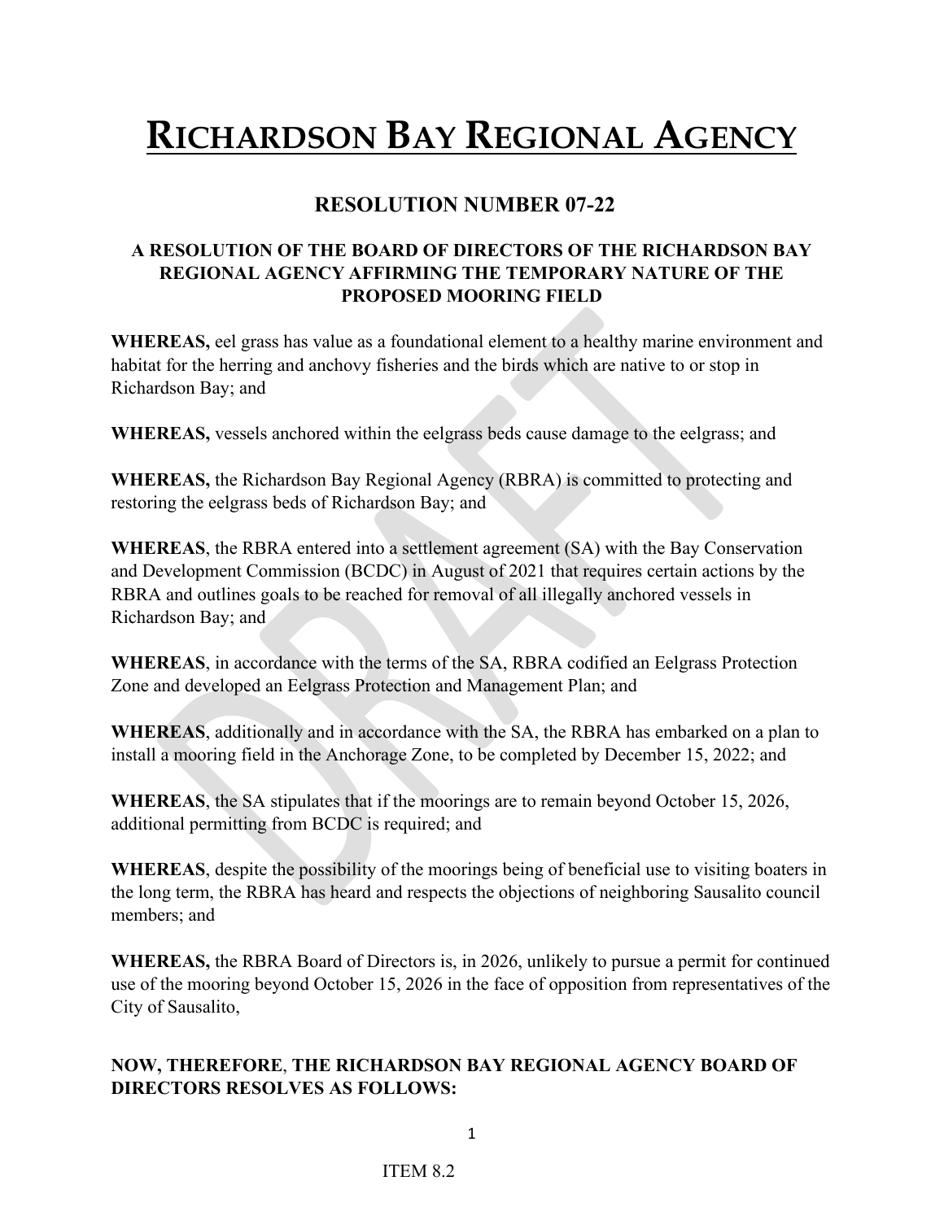# RICHARDSON BAY REGIONAL AGENCY

## RESOLUTION NUMBER 07-22

### A RESOLUTION OF THE BOARD OF DIRECTORS OF THE RICHARDSON BAY REGIONAL AGENCY AFFIRMING THE TEMPORARY NATURE OF THE PROPOSED MOORING FIELD

**WHEREAS,** eel grass has value as a foundational element to a healthy marine environment and habitat for the herring and anchovy fisheries and the birds which are native to or stop in Richardson Bay; and

**WHEREAS,** vessels anchored within the eelgrass beds cause damage to the eelgrass; and

**WHEREAS,** the Richardson Bay Regional Agency (RBRA) is committed to protecting and restoring the eelgrass beds of Richardson Bay; and

**WHEREAS**, the RBRA entered into a settlement agreement (SA) with the Bay Conservation and Development Commission (BCDC) in August of 2021 that requires certain actions by the RBRA and outlines goals to be reached for removal of all illegally anchored vessels in Richardson Bay; and

**WHEREAS**, in accordance with the terms of the SA, RBRA codified an Eelgrass Protection Zone and developed an Eelgrass Protection and Management Plan; and

**WHEREAS**, additionally and in accordance with the SA, the RBRA has embarked on a plan to install a mooring field in the Anchorage Zone, to be completed by December 15, 2022; and

**WHEREAS**, the SA stipulates that if the moorings are to remain beyond October 15, 2026, additional permitting from BCDC is required; and

**WHEREAS**, despite the possibility of the moorings being of beneficial use to visiting boaters in the long term, the RBRA has heard and respects the objections of neighboring Sausalito council members; and

**WHEREAS,** the RBRA Board of Directors is, in 2026, unlikely to pursue a permit for continued use of the mooring beyond October 15, 2026 in the face of opposition from representatives of the City of Sausalito,

**NOW, THEREFORE**, **THE RICHARDSON BAY REGIONAL AGENCY BOARD OF DIRECTORS RESOLVES AS FOLLOWS:**

ITEM 8.2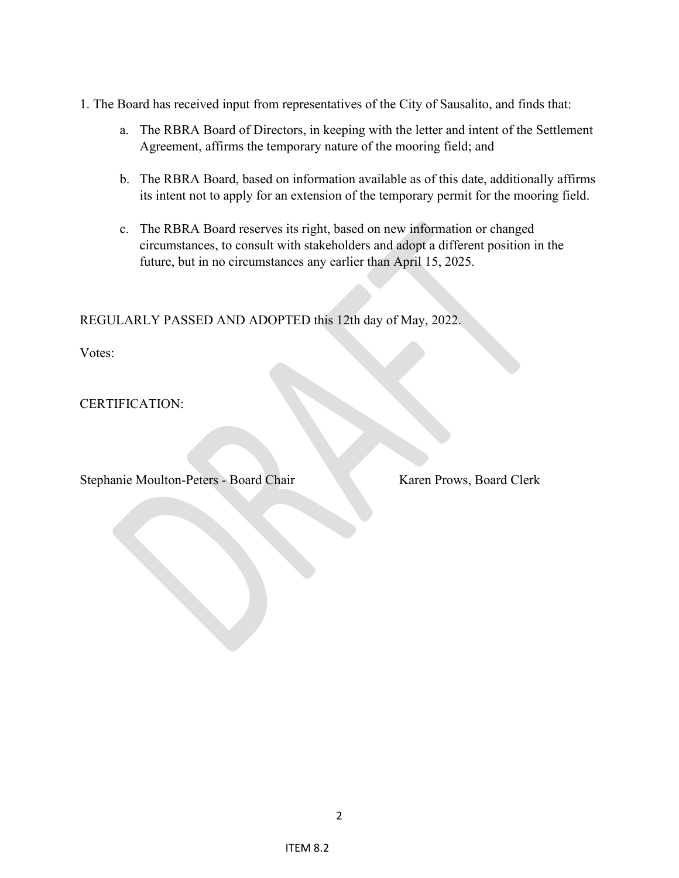1. The Board has received input from representatives of the City of Sausalito, and finds that:

   a. The RBRA Board of Directors, in keeping with the letter and intent of the Settlement Agreement, affirms the temporary nature of the mooring field; and

   b. The RBRA Board, based on information available as of this date, additionally affirms its intent not to apply for an extension of the temporary permit for the mooring field.

   c. The RBRA Board reserves its right, based on new information or changed circumstances, to consult with stakeholders and adopt a different position in the future, but in no circumstances any earlier than April 15, 2025.

REGULARLY PASSED AND ADOPTED this 12th day of May, 2022.

Votes:

CERTIFICATION:

Stephanie Moulton-Peters - Board Chair

Karen Prows, Board Clerk

ITEM 8.2